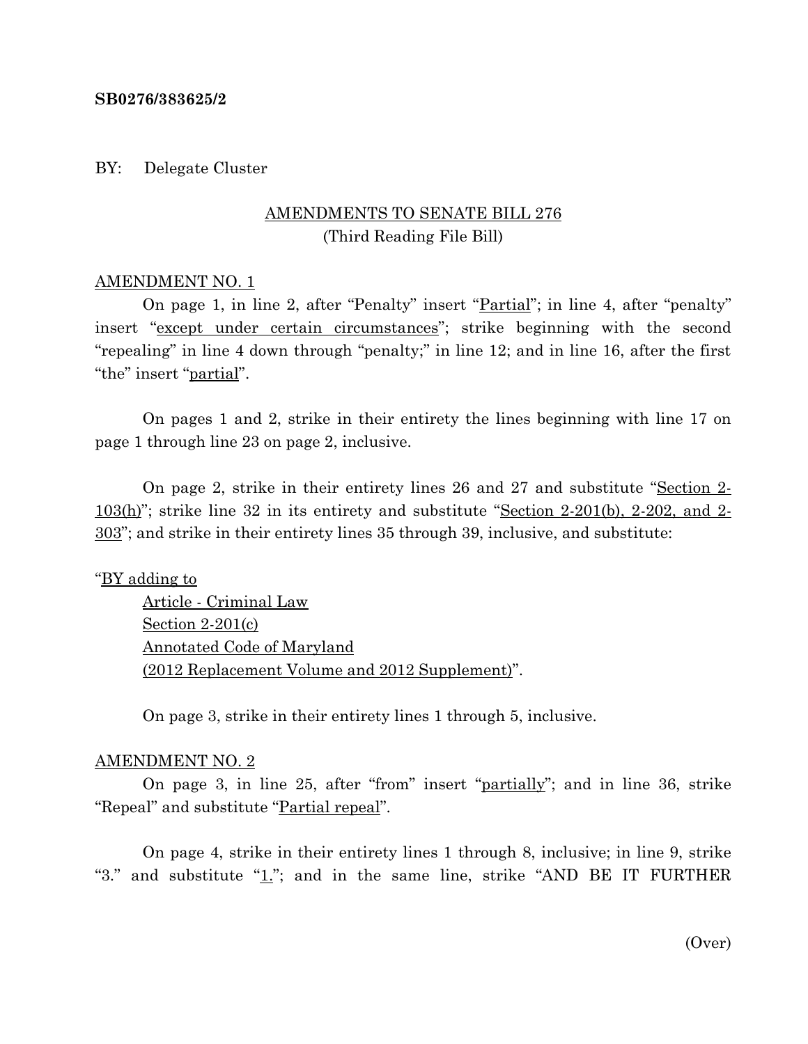**SB0276/383625/2**

BY: Delegate Cluster

AMENDMENTS TO SENATE BILL 276
(Third Reading File Bill)

AMENDMENT NO. 1

On page 1, in line 2, after "Penalty" insert "Partial"; in line 4, after "penalty" insert "except under certain circumstances"; strike beginning with the second "repealing" in line 4 down through "penalty;" in line 12; and in line 16, after the first "the" insert "partial".

On pages 1 and 2, strike in their entirety the lines beginning with line 17 on page 1 through line 23 on page 2, inclusive.

On page 2, strike in their entirety lines 26 and 27 and substitute "Section 2-103(h)"; strike line 32 in its entirety and substitute "Section 2-201(b), 2-202, and 2-303"; and strike in their entirety lines 35 through 39, inclusive, and substitute:

"BY adding to
Article - Criminal Law
Section 2-201(c)
Annotated Code of Maryland
(2012 Replacement Volume and 2012 Supplement)".

On page 3, strike in their entirety lines 1 through 5, inclusive.

AMENDMENT NO. 2

On page 3, in line 25, after "from" insert "partially"; and in line 36, strike "Repeal" and substitute "Partial repeal".

On page 4, strike in their entirety lines 1 through 8, inclusive; in line 9, strike "3." and substitute "1."; and in the same line, strike "AND BE IT FURTHER

(Over)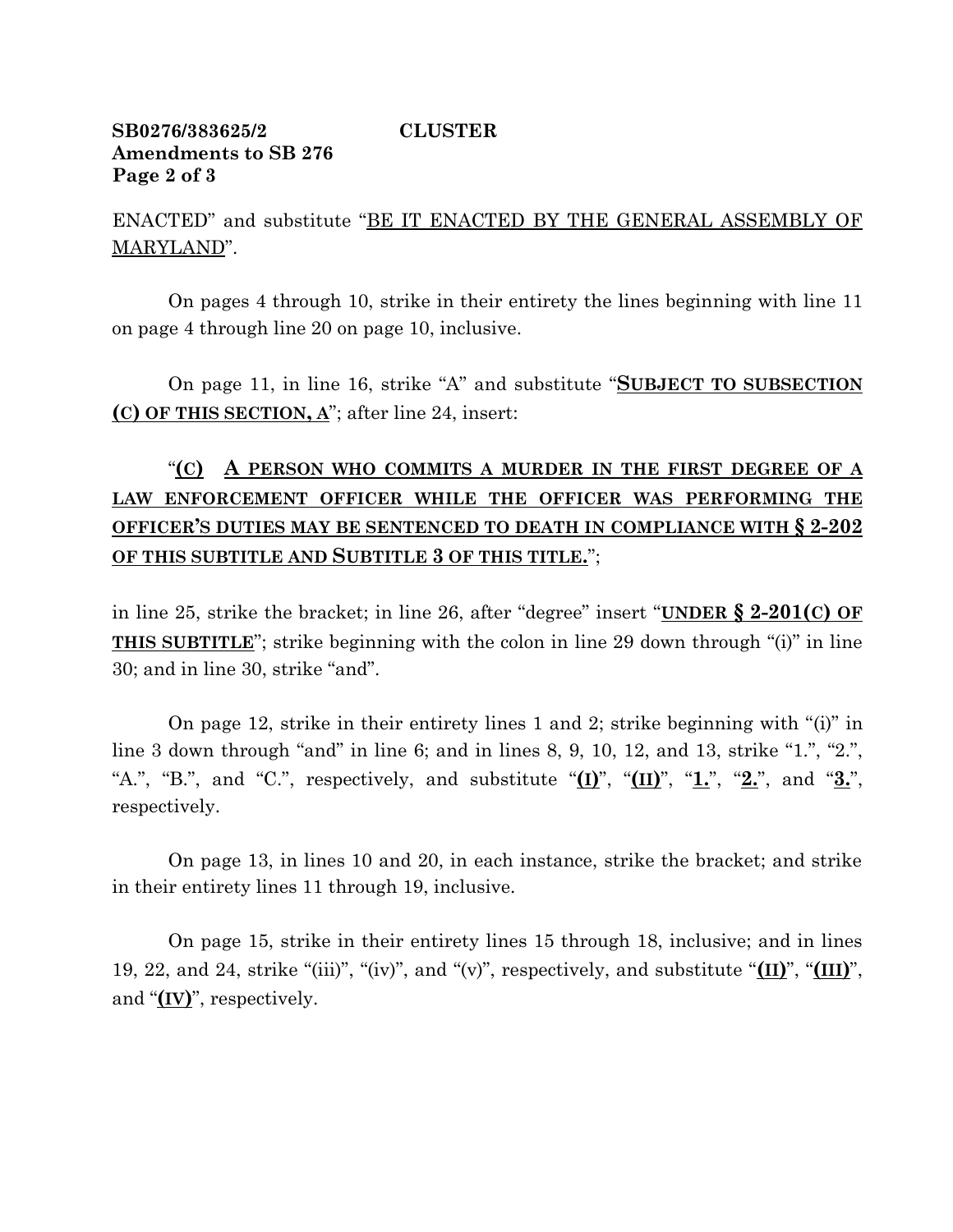**SB0276/383625/2 CLUSTER**
**Amendments to SB 276**

ENACTED" and substitute "<u>BE IT ENACTED BY THE GENERAL ASSEMBLY OF MARYLAND</u>".

On pages 4 through 10, strike in their entirety the lines beginning with line 11 on page 4 through line 20 on page 10, inclusive.

On page 11, in line 16, strike "A" and substitute "<u>**SUBJECT TO SUBSECTION (C) OF THIS SECTION, A**</u>"; after line 24, insert:

"<u>**(C) A PERSON WHO COMMITS A MURDER IN THE FIRST DEGREE OF A LAW ENFORCEMENT OFFICER WHILE THE OFFICER WAS PERFORMING THE OFFICER'S DUTIES MAY BE SENTENCED TO DEATH IN COMPLIANCE WITH § 2-202 OF THIS SUBTITLE AND SUBTITLE 3 OF THIS TITLE.**</u>";

in line 25, strike the bracket; in line 26, after "degree" insert "<u>**UNDER § 2-201(C) OF THIS SUBTITLE**</u>"; strike beginning with the colon in line 29 down through "(i)" in line 30; and in line 30, strike "and".

On page 12, strike in their entirety lines 1 and 2; strike beginning with "(i)" in line 3 down through "and" in line 6; and in lines 8, 9, 10, 12, and 13, strike "1.", "2.", "A.", "B.", and "C.", respectively, and substitute "<u>**(I)**</u>", "<u>**(II)**</u>", "<u>**1.**</u>", "<u>**2.**</u>", and "<u>**3.**</u>", respectively.

On page 13, in lines 10 and 20, in each instance, strike the bracket; and strike in their entirety lines 11 through 19, inclusive.

On page 15, strike in their entirety lines 15 through 18, inclusive; and in lines 19, 22, and 24, strike "(iii)", "(iv)", and "(v)", respectively, and substitute "<u>**(II)**</u>", "<u>**(III)**</u>", and "<u>**(IV)**</u>", respectively.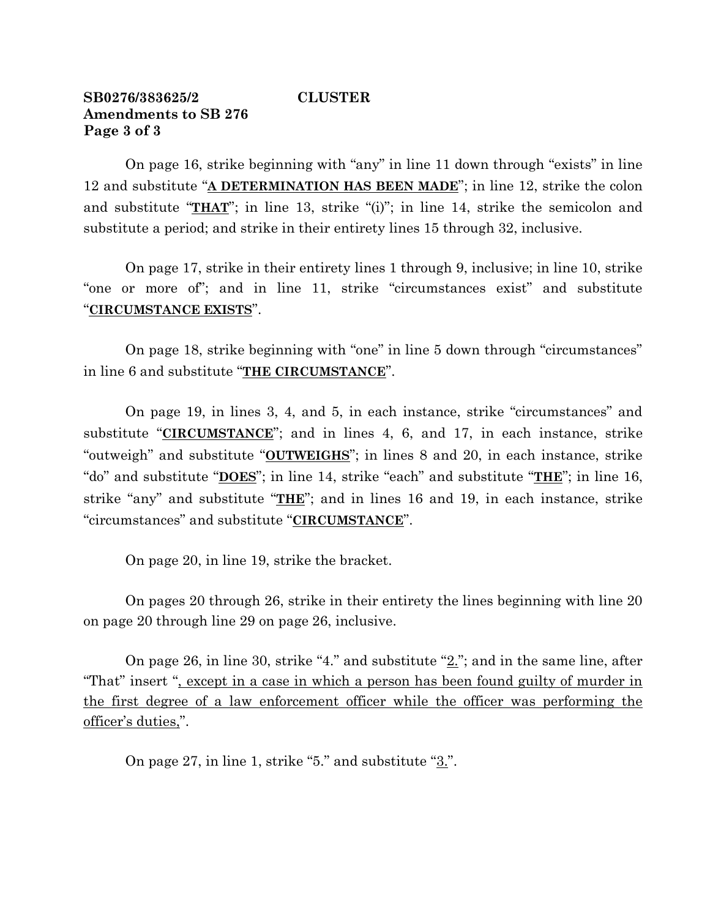**SB0276/383625/2 CLUSTER**
**Amendments to SB 276**

On page 16, strike beginning with "any" in line 11 down through "exists" in line 12 and substitute "**A DETERMINATION HAS BEEN MADE**"; in line 12, strike the colon and substitute "**THAT**"; in line 13, strike "(i)"; in line 14, strike the semicolon and substitute a period; and strike in their entirety lines 15 through 32, inclusive.

On page 17, strike in their entirety lines 1 through 9, inclusive; in line 10, strike "one or more of"; and in line 11, strike "circumstances exist" and substitute "**CIRCUMSTANCE EXISTS**".

On page 18, strike beginning with "one" in line 5 down through "circumstances" in line 6 and substitute "**THE CIRCUMSTANCE**".

On page 19, in lines 3, 4, and 5, in each instance, strike "circumstances" and substitute "**CIRCUMSTANCE**"; and in lines 4, 6, and 17, in each instance, strike "outweigh" and substitute "**OUTWEIGHS**"; in lines 8 and 20, in each instance, strike "do" and substitute "**DOES**"; in line 14, strike "each" and substitute "**THE**"; in line 16, strike "any" and substitute "**THE**"; and in lines 16 and 19, in each instance, strike "circumstances" and substitute "**CIRCUMSTANCE**".

On page 20, in line 19, strike the bracket.

On pages 20 through 26, strike in their entirety the lines beginning with line 20 on page 20 through line 29 on page 26, inclusive.

On page 26, in line 30, strike "4." and substitute "2."; and in the same line, after "That" insert ", except in a case in which a person has been found guilty of murder in the first degree of a law enforcement officer while the officer was performing the officer's duties,".

On page 27, in line 1, strike "5." and substitute "3.".